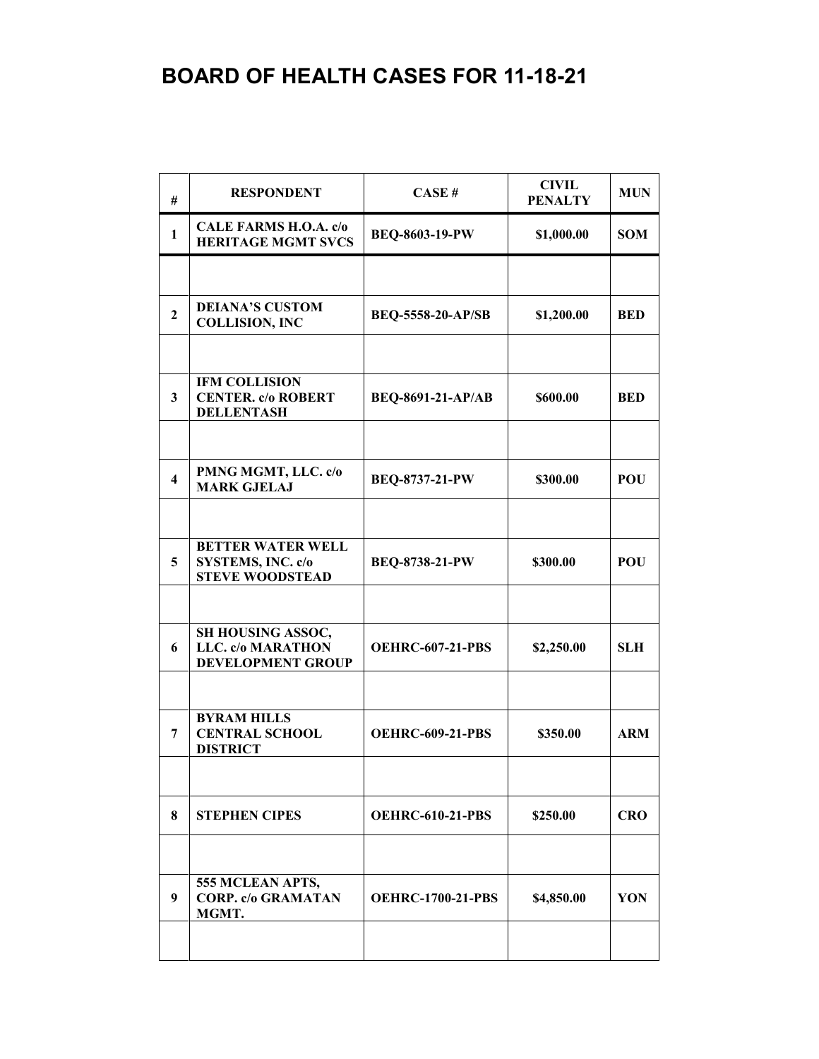# BOARD OF HEALTH CASES FOR 11-18-21

| # | RESPONDENT | CASE # | CIVIL PENALTY | MUN |
|---|---|---|---|---|
| 1 | CALE FARMS H.O.A. c/o HERITAGE MGMT SVCS | BEQ-8603-19-PW | $1,000.00 | SOM |
| | | | | |
| 2 | DEIANA'S CUSTOM COLLISION, INC | BEQ-5558-20-AP/SB | $1,200.00 | BED |
| | | | | |
| 3 | IFM COLLISION CENTER. c/o ROBERT DELLENTASH | BEQ-8691-21-AP/AB | $600.00 | BED |
| | | | | |
| 4 | PMNG MGMT, LLC. c/o MARK GJELAJ | BEQ-8737-21-PW | $300.00 | POU |
| | | | | |
| 5 | BETTER WATER WELL SYSTEMS, INC. c/o STEVE WOODSTEAD | BEQ-8738-21-PW | $300.00 | POU |
| | | | | |
| 6 | SH HOUSING ASSOC, LLC. c/o MARATHON DEVELOPMENT GROUP | OEHRC-607-21-PBS | $2,250.00 | SLH |
| | | | | |
| 7 | BYRAM HILLS CENTRAL SCHOOL DISTRICT | OEHRC-609-21-PBS | $350.00 | ARM |
| | | | | |
| 8 | STEPHEN CIPES | OEHRC-610-21-PBS | $250.00 | CRO |
| | | | | |
| 9 | 555 MCLEAN APTS, CORP. c/o GRAMATAN MGMT. | OEHRC-1700-21-PBS | $4,850.00 | YON |
| | | | | |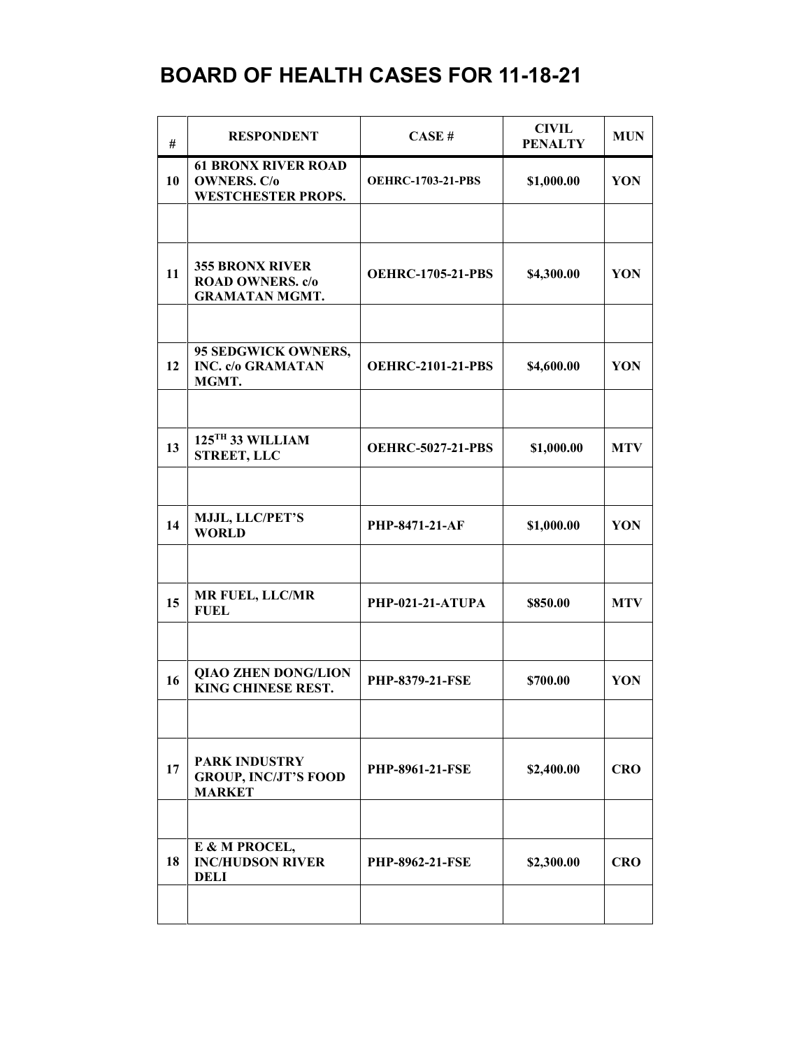# BOARD OF HEALTH CASES FOR 11-18-21

| # | RESPONDENT | CASE # | CIVIL PENALTY | MUN |
|---|---|---|---|---|
| 10 | **61 BRONX RIVER ROAD OWNERS. C/o WESTCHESTER PROPS.** | **OEHRC-1703-21-PBS** | **$1,000.00** | **YON** |
| | | | | |
| 11 | **355 BRONX RIVER ROAD OWNERS. c/o GRAMATAN MGMT.** | **OEHRC-1705-21-PBS** | **$4,300.00** | **YON** |
| | | | | |
| 12 | **95 SEDGWICK OWNERS, INC. c/o GRAMATAN MGMT.** | **OEHRC-2101-21-PBS** | **$4,600.00** | **YON** |
| | | | | |
| 13 | **125TH 33 WILLIAM STREET, LLC** | **OEHRC-5027-21-PBS** | **$1,000.00** | **MTV** |
| | | | | |
| 14 | **MJJL, LLC/PET'S WORLD** | **PHP-8471-21-AF** | **$1,000.00** | **YON** |
| | | | | |
| 15 | **MR FUEL, LLC/MR FUEL** | **PHP-021-21-ATUPA** | **$850.00** | **MTV** |
| | | | | |
| 16 | **QIAO ZHEN DONG/LION KING CHINESE REST.** | **PHP-8379-21-FSE** | **$700.00** | **YON** |
| | | | | |
| 17 | **PARK INDUSTRY GROUP, INC/JT'S FOOD MARKET** | **PHP-8961-21-FSE** | **$2,400.00** | **CRO** |
| | | | | |
| 18 | **E & M PROCEL, INC/HUDSON RIVER DELI** | **PHP-8962-21-FSE** | **$2,300.00** | **CRO** |
| | | | | |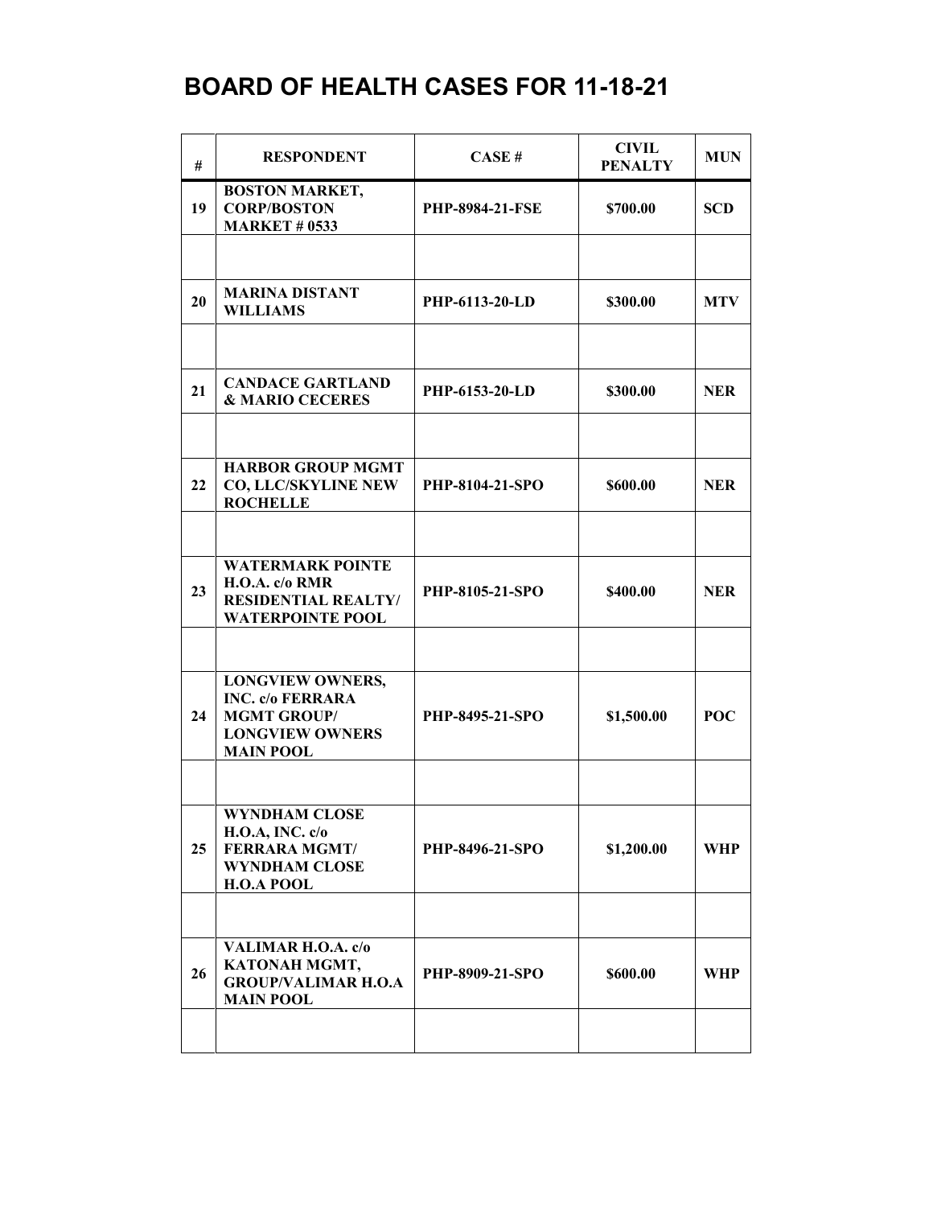# BOARD OF HEALTH CASES FOR 11-18-21

| # | RESPONDENT | CASE # | CIVIL PENALTY | MUN |
|---|---|---|---|---|
| 19 | BOSTON MARKET, CORP/BOSTON MARKET # 0533 | PHP-8984-21-FSE | $700.00 | SCD |
| | | | | |
| 20 | MARINA DISTANT WILLIAMS | PHP-6113-20-LD | $300.00 | MTV |
| | | | | |
| 21 | CANDACE GARTLAND & MARIO CECERES | PHP-6153-20-LD | $300.00 | NER |
| | | | | |
| 22 | HARBOR GROUP MGMT CO, LLC/SKYLINE NEW ROCHELLE | PHP-8104-21-SPO | $600.00 | NER |
| | | | | |
| 23 | WATERMARK POINTE H.O.A. c/o RMR RESIDENTIAL REALTY/ WATERPOINTE POOL | PHP-8105-21-SPO | $400.00 | NER |
| | | | | |
| 24 | LONGVIEW OWNERS, INC. c/o FERRARA MGMT GROUP/ LONGVIEW OWNERS MAIN POOL | PHP-8495-21-SPO | $1,500.00 | POC |
| | | | | |
| 25 | WYNDHAM CLOSE H.O.A, INC. c/o FERRARA MGMT/ WYNDHAM CLOSE H.O.A POOL | PHP-8496-21-SPO | $1,200.00 | WHP |
| | | | | |
| 26 | VALIMAR H.O.A. c/o KATONAH MGMT, GROUP/VALIMAR H.O.A MAIN POOL | PHP-8909-21-SPO | $600.00 | WHP |
| | | | | |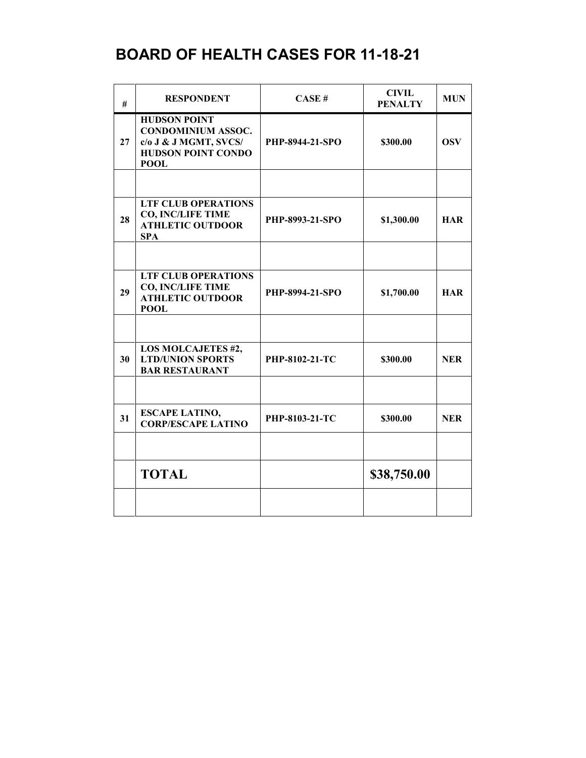# BOARD OF HEALTH CASES FOR 11-18-21

| # | RESPONDENT | CASE # | CIVIL PENALTY | MUN |
|---|---|---|---|---|
| 27 | HUDSON POINT CONDOMINIUM ASSOC. c/o J & J MGMT, SVCS/ HUDSON POINT CONDO POOL | PHP-8944-21-SPO | \$300.00 | OSV |
| | | | | |
| 28 | LTF CLUB OPERATIONS CO, INC/LIFE TIME ATHLETIC OUTDOOR SPA | PHP-8993-21-SPO | \$1,300.00 | HAR |
| | | | | |
| 29 | LTF CLUB OPERATIONS CO, INC/LIFE TIME ATHLETIC OUTDOOR POOL | PHP-8994-21-SPO | \$1,700.00 | HAR |
| | | | | |
| 30 | LOS MOLCAJETES #2, LTD/UNION SPORTS BAR RESTAURANT | PHP-8102-21-TC | \$300.00 | NER |
| | | | | |
| 31 | ESCAPE LATINO, CORP/ESCAPE LATINO | PHP-8103-21-TC | \$300.00 | NER |
| | | | | |
| | **TOTAL** | | **\$38,750.00** | |
| | | | | |